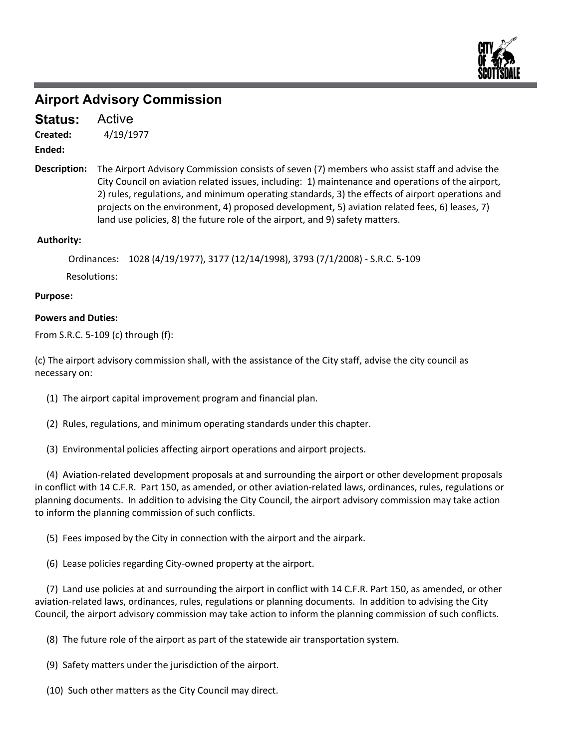# Airport Advisory Commission

**Status:** Active

**Created:** 4/19/1977

**Ended:**

**Description:** The Airport Advisory Commission consists of seven (7) members who assist staff and advise the City Council on aviation related issues, including: 1) maintenance and operations of the airport, 2) rules, regulations, and minimum operating standards, 3) the effects of airport operations and projects on the environment, 4) proposed development, 5) aviation related fees, 6) leases, 7) land use policies, 8) the future role of the airport, and 9) safety matters.

**Authority:**

Ordinances: 1028 (4/19/1977), 3177 (12/14/1998), 3793 (7/1/2008) - S.R.C. 5-109

Resolutions:

**Purpose:**

**Powers and Duties:**

From S.R.C. 5-109 (c) through (f):

(c) The airport advisory commission shall, with the assistance of the City staff, advise the city council as necessary on:

(1) The airport capital improvement program and financial plan.

(2) Rules, regulations, and minimum operating standards under this chapter.

(3) Environmental policies affecting airport operations and airport projects.

(4) Aviation-related development proposals at and surrounding the airport or other development proposals in conflict with 14 C.F.R. Part 150, as amended, or other aviation-related laws, ordinances, rules, regulations or planning documents. In addition to advising the City Council, the airport advisory commission may take action to inform the planning commission of such conflicts.

(5) Fees imposed by the City in connection with the airport and the airpark.

(6) Lease policies regarding City-owned property at the airport.

(7) Land use policies at and surrounding the airport in conflict with 14 C.F.R. Part 150, as amended, or other aviation-related laws, ordinances, rules, regulations or planning documents. In addition to advising the City Council, the airport advisory commission may take action to inform the planning commission of such conflicts.

(8) The future role of the airport as part of the statewide air transportation system.

(9) Safety matters under the jurisdiction of the airport.

(10) Such other matters as the City Council may direct.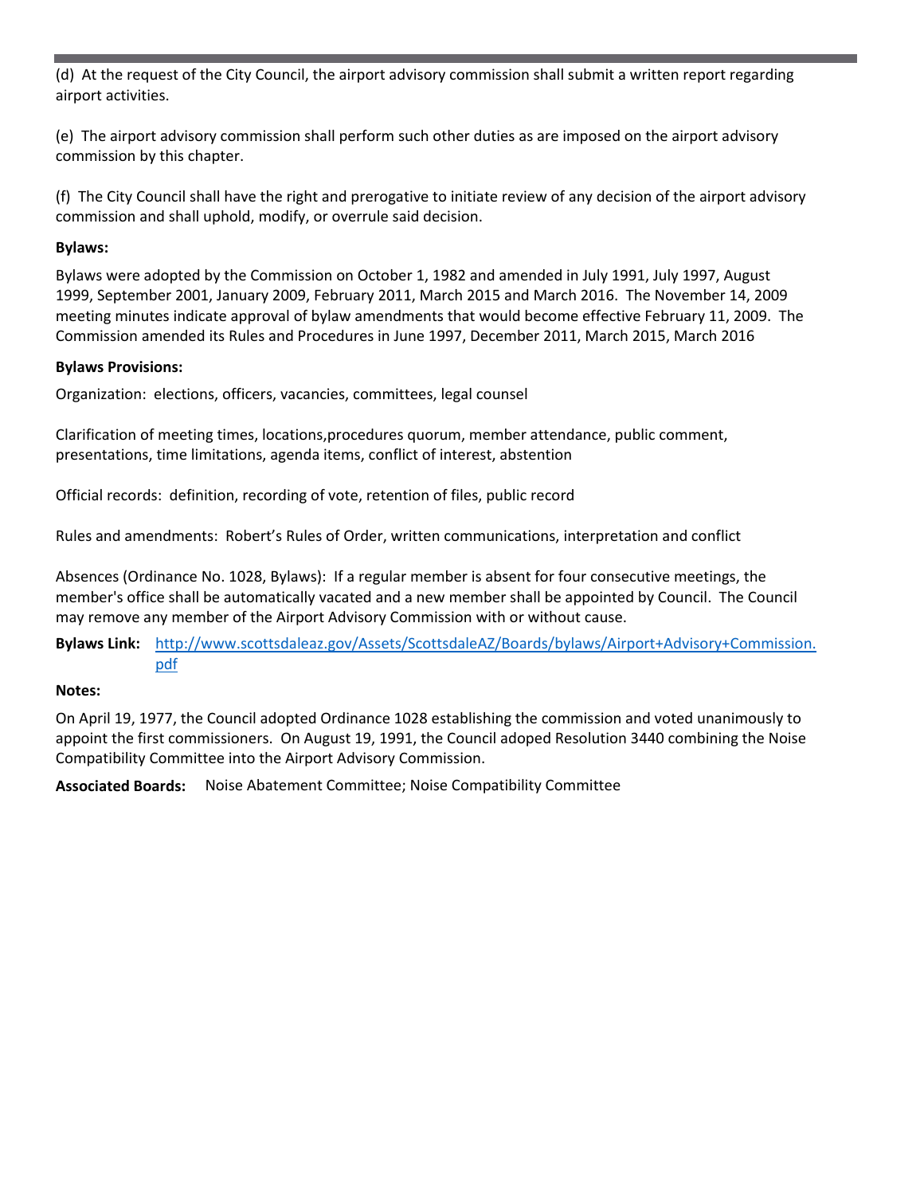(d) At the request of the City Council, the airport advisory commission shall submit a written report regarding airport activities.

(e) The airport advisory commission shall perform such other duties as are imposed on the airport advisory commission by this chapter.

(f) The City Council shall have the right and prerogative to initiate review of any decision of the airport advisory commission and shall uphold, modify, or overrule said decision.

**Bylaws:**

Bylaws were adopted by the Commission on October 1, 1982 and amended in July 1991, July 1997, August 1999, September 2001, January 2009, February 2011, March 2015 and March 2016. The November 14, 2009 meeting minutes indicate approval of bylaw amendments that would become effective February 11, 2009. The Commission amended its Rules and Procedures in June 1997, December 2011, March 2015, March 2016

**Bylaws Provisions:**

Organization: elections, officers, vacancies, committees, legal counsel

Clarification of meeting times, locations,procedures quorum, member attendance, public comment, presentations, time limitations, agenda items, conflict of interest, abstention

Official records: definition, recording of vote, retention of files, public record

Rules and amendments: Robert's Rules of Order, written communications, interpretation and conflict

Absences (Ordinance No. 1028, Bylaws): If a regular member is absent for four consecutive meetings, the member's office shall be automatically vacated and a new member shall be appointed by Council. The Council may remove any member of the Airport Advisory Commission with or without cause.

**Bylaws Link:** [http://www.scottsdaleaz.gov/Assets/ScottsdaleAZ/Boards/bylaws/Airport+Advisory+Commission.pdf](http://www.scottsdaleaz.gov/Assets/ScottsdaleAZ/Boards/bylaws/Airport+Advisory+Commission.pdf)

**Notes:**

On April 19, 1977, the Council adopted Ordinance 1028 establishing the commission and voted unanimously to appoint the first commissioners. On August 19, 1991, the Council adoped Resolution 3440 combining the Noise Compatibility Committee into the Airport Advisory Commission.

**Associated Boards:** Noise Abatement Committee; Noise Compatibility Committee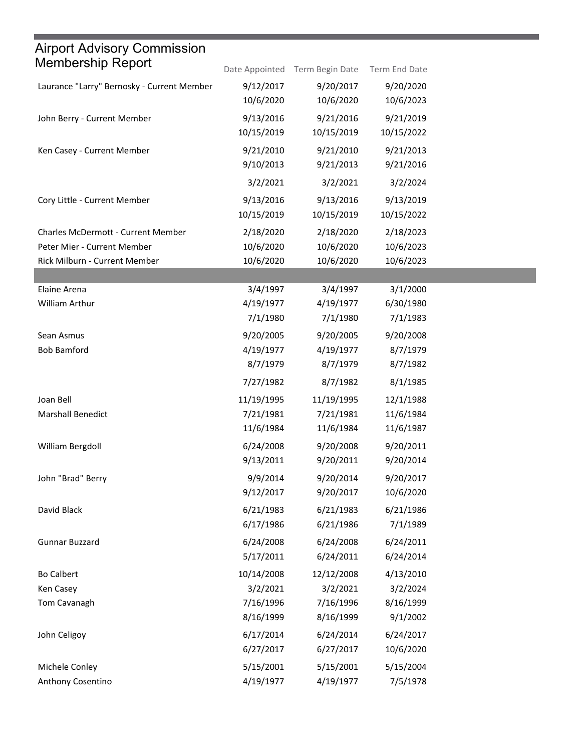# Airport Advisory Commission Membership Report

| | Date Appointed | Term Begin Date | Term End Date |
|---|---|---|---|
| Laurance "Larry" Bernosky - Current Member | 9/12/2017 | 9/20/2017 | 9/20/2020 |
| | 10/6/2020 | 10/6/2020 | 10/6/2023 |
| John Berry - Current Member | 9/13/2016 | 9/21/2016 | 9/21/2019 |
| | 10/15/2019 | 10/15/2019 | 10/15/2022 |
| Ken Casey - Current Member | 9/21/2010 | 9/21/2010 | 9/21/2013 |
| | 9/10/2013 | 9/21/2013 | 9/21/2016 |
| | 3/2/2021 | 3/2/2021 | 3/2/2024 |
| Cory Little - Current Member | 9/13/2016 | 9/13/2016 | 9/13/2019 |
| | 10/15/2019 | 10/15/2019 | 10/15/2022 |
| Charles McDermott - Current Member | 2/18/2020 | 2/18/2020 | 2/18/2023 |
| Peter Mier - Current Member | 10/6/2020 | 10/6/2020 | 10/6/2023 |
| Rick Milburn - Current Member | 10/6/2020 | 10/6/2020 | 10/6/2023 |
| | | | |
| Elaine Arena | 3/4/1997 | 3/4/1997 | 3/1/2000 |
| William Arthur | 4/19/1977 | 4/19/1977 | 6/30/1980 |
| | 7/1/1980 | 7/1/1980 | 7/1/1983 |
| Sean Asmus | 9/20/2005 | 9/20/2005 | 9/20/2008 |
| Bob Bamford | 4/19/1977 | 4/19/1977 | 8/7/1979 |
| | 8/7/1979 | 8/7/1979 | 8/7/1982 |
| | 7/27/1982 | 8/7/1982 | 8/1/1985 |
| Joan Bell | 11/19/1995 | 11/19/1995 | 12/1/1988 |
| Marshall Benedict | 7/21/1981 | 7/21/1981 | 11/6/1984 |
| | 11/6/1984 | 11/6/1984 | 11/6/1987 |
| William Bergdoll | 6/24/2008 | 9/20/2008 | 9/20/2011 |
| | 9/13/2011 | 9/20/2011 | 9/20/2014 |
| John "Brad" Berry | 9/9/2014 | 9/20/2014 | 9/20/2017 |
| | 9/12/2017 | 9/20/2017 | 10/6/2020 |
| David Black | 6/21/1983 | 6/21/1983 | 6/21/1986 |
| | 6/17/1986 | 6/21/1986 | 7/1/1989 |
| Gunnar Buzzard | 6/24/2008 | 6/24/2008 | 6/24/2011 |
| | 5/17/2011 | 6/24/2011 | 6/24/2014 |
| Bo Calbert | 10/14/2008 | 12/12/2008 | 4/13/2010 |
| Ken Casey | 3/2/2021 | 3/2/2021 | 3/2/2024 |
| Tom Cavanagh | 7/16/1996 | 7/16/1996 | 8/16/1999 |
| | 8/16/1999 | 8/16/1999 | 9/1/2002 |
| John Celigoy | 6/17/2014 | 6/24/2014 | 6/24/2017 |
| | 6/27/2017 | 6/27/2017 | 10/6/2020 |
| Michele Conley | 5/15/2001 | 5/15/2001 | 5/15/2004 |
| Anthony Cosentino | 4/19/1977 | 4/19/1977 | 7/5/1978 |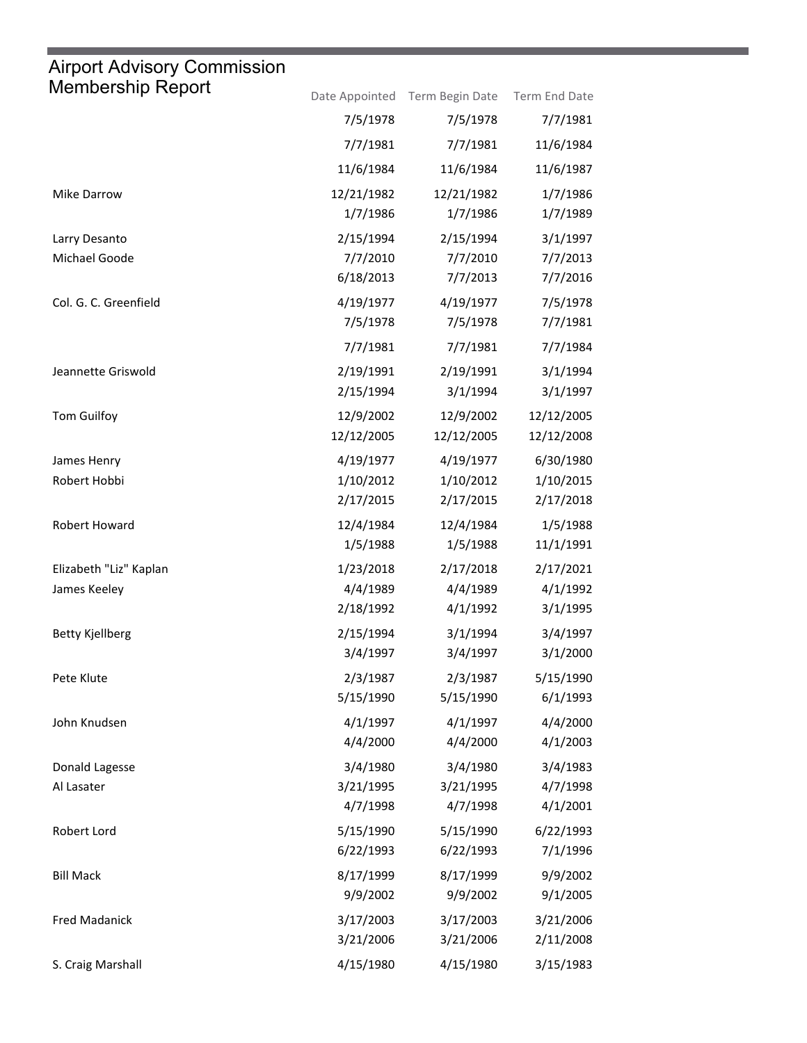# Airport Advisory Commission Membership Report

| | Date Appointed | Term Begin Date | Term End Date |
|---|---|---|---|
| | 7/5/1978 | 7/5/1978 | 7/7/1981 |
| | 7/7/1981 | 7/7/1981 | 11/6/1984 |
| | 11/6/1984 | 11/6/1984 | 11/6/1987 |
| Mike Darrow | 12/21/1982 | 12/21/1982 | 1/7/1986 |
| | 1/7/1986 | 1/7/1986 | 1/7/1989 |
| Larry Desanto | 2/15/1994 | 2/15/1994 | 3/1/1997 |
| Michael Goode | 7/7/2010 | 7/7/2010 | 7/7/2013 |
| | 6/18/2013 | 7/7/2013 | 7/7/2016 |
| Col. G. C. Greenfield | 4/19/1977 | 4/19/1977 | 7/5/1978 |
| | 7/5/1978 | 7/5/1978 | 7/7/1981 |
| | 7/7/1981 | 7/7/1981 | 7/7/1984 |
| Jeannette Griswold | 2/19/1991 | 2/19/1991 | 3/1/1994 |
| | 2/15/1994 | 3/1/1994 | 3/1/1997 |
| Tom Guilfoy | 12/9/2002 | 12/9/2002 | 12/12/2005 |
| | 12/12/2005 | 12/12/2005 | 12/12/2008 |
| James Henry | 4/19/1977 | 4/19/1977 | 6/30/1980 |
| Robert Hobbi | 1/10/2012 | 1/10/2012 | 1/10/2015 |
| | 2/17/2015 | 2/17/2015 | 2/17/2018 |
| Robert Howard | 12/4/1984 | 12/4/1984 | 1/5/1988 |
| | 1/5/1988 | 1/5/1988 | 11/1/1991 |
| Elizabeth "Liz" Kaplan | 1/23/2018 | 2/17/2018 | 2/17/2021 |
| James Keeley | 4/4/1989 | 4/4/1989 | 4/1/1992 |
| | 2/18/1992 | 4/1/1992 | 3/1/1995 |
| Betty Kjellberg | 2/15/1994 | 3/1/1994 | 3/4/1997 |
| | 3/4/1997 | 3/4/1997 | 3/1/2000 |
| Pete Klute | 2/3/1987 | 2/3/1987 | 5/15/1990 |
| | 5/15/1990 | 5/15/1990 | 6/1/1993 |
| John Knudsen | 4/1/1997 | 4/1/1997 | 4/4/2000 |
| | 4/4/2000 | 4/4/2000 | 4/1/2003 |
| Donald Lagesse | 3/4/1980 | 3/4/1980 | 3/4/1983 |
| Al Lasater | 3/21/1995 | 3/21/1995 | 4/7/1998 |
| | 4/7/1998 | 4/7/1998 | 4/1/2001 |
| Robert Lord | 5/15/1990 | 5/15/1990 | 6/22/1993 |
| | 6/22/1993 | 6/22/1993 | 7/1/1996 |
| Bill Mack | 8/17/1999 | 8/17/1999 | 9/9/2002 |
| | 9/9/2002 | 9/9/2002 | 9/1/2005 |
| Fred Madanick | 3/17/2003 | 3/17/2003 | 3/21/2006 |
| | 3/21/2006 | 3/21/2006 | 2/11/2008 |
| S. Craig Marshall | 4/15/1980 | 4/15/1980 | 3/15/1983 |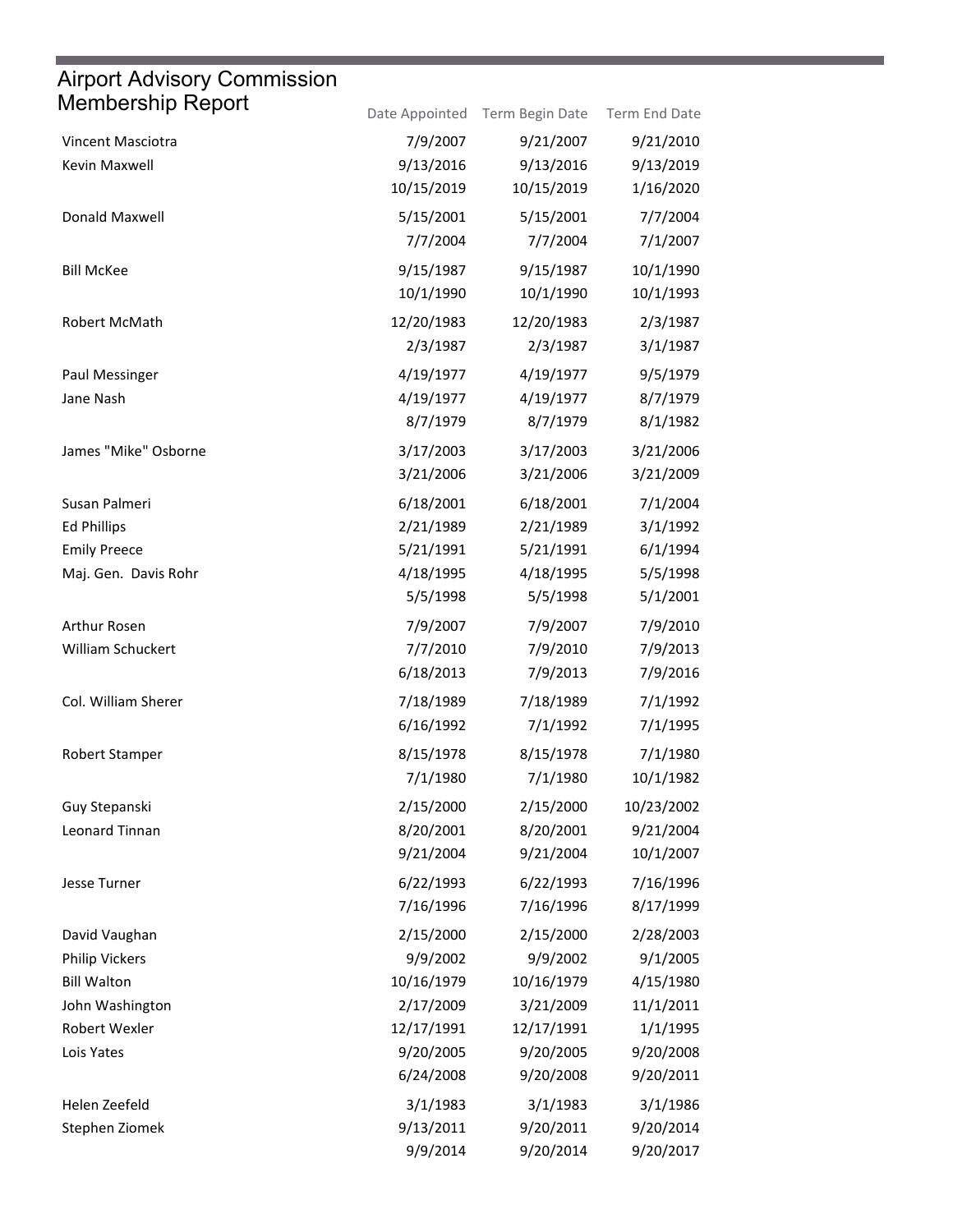# Airport Advisory Commission Membership Report

| | Date Appointed | Term Begin Date | Term End Date |
|---|---|---|---|
| Vincent Masciotra | 7/9/2007 | 9/21/2007 | 9/21/2010 |
| Kevin Maxwell | 9/13/2016 | 9/13/2016 | 9/13/2019 |
| | 10/15/2019 | 10/15/2019 | 1/16/2020 |
| Donald Maxwell | 5/15/2001 | 5/15/2001 | 7/7/2004 |
| | 7/7/2004 | 7/7/2004 | 7/1/2007 |
| Bill McKee | 9/15/1987 | 9/15/1987 | 10/1/1990 |
| | 10/1/1990 | 10/1/1990 | 10/1/1993 |
| Robert McMath | 12/20/1983 | 12/20/1983 | 2/3/1987 |
| | 2/3/1987 | 2/3/1987 | 3/1/1987 |
| Paul Messinger | 4/19/1977 | 4/19/1977 | 9/5/1979 |
| Jane Nash | 4/19/1977 | 4/19/1977 | 8/7/1979 |
| | 8/7/1979 | 8/7/1979 | 8/1/1982 |
| James "Mike" Osborne | 3/17/2003 | 3/17/2003 | 3/21/2006 |
| | 3/21/2006 | 3/21/2006 | 3/21/2009 |
| Susan Palmeri | 6/18/2001 | 6/18/2001 | 7/1/2004 |
| Ed Phillips | 2/21/1989 | 2/21/1989 | 3/1/1992 |
| Emily Preece | 5/21/1991 | 5/21/1991 | 6/1/1994 |
| Maj. Gen. Davis Rohr | 4/18/1995 | 4/18/1995 | 5/5/1998 |
| | 5/5/1998 | 5/5/1998 | 5/1/2001 |
| Arthur Rosen | 7/9/2007 | 7/9/2007 | 7/9/2010 |
| William Schuckert | 7/7/2010 | 7/9/2010 | 7/9/2013 |
| | 6/18/2013 | 7/9/2013 | 7/9/2016 |
| Col. William Sherer | 7/18/1989 | 7/18/1989 | 7/1/1992 |
| | 6/16/1992 | 7/1/1992 | 7/1/1995 |
| Robert Stamper | 8/15/1978 | 8/15/1978 | 7/1/1980 |
| | 7/1/1980 | 7/1/1980 | 10/1/1982 |
| Guy Stepanski | 2/15/2000 | 2/15/2000 | 10/23/2002 |
| Leonard Tinnan | 8/20/2001 | 8/20/2001 | 9/21/2004 |
| | 9/21/2004 | 9/21/2004 | 10/1/2007 |
| Jesse Turner | 6/22/1993 | 6/22/1993 | 7/16/1996 |
| | 7/16/1996 | 7/16/1996 | 8/17/1999 |
| David Vaughan | 2/15/2000 | 2/15/2000 | 2/28/2003 |
| Philip Vickers | 9/9/2002 | 9/9/2002 | 9/1/2005 |
| Bill Walton | 10/16/1979 | 10/16/1979 | 4/15/1980 |
| John Washington | 2/17/2009 | 3/21/2009 | 11/1/2011 |
| Robert Wexler | 12/17/1991 | 12/17/1991 | 1/1/1995 |
| Lois Yates | 9/20/2005 | 9/20/2005 | 9/20/2008 |
| | 6/24/2008 | 9/20/2008 | 9/20/2011 |
| Helen Zeefeld | 3/1/1983 | 3/1/1983 | 3/1/1986 |
| Stephen Ziomek | 9/13/2011 | 9/20/2011 | 9/20/2014 |
| | 9/9/2014 | 9/20/2014 | 9/20/2017 |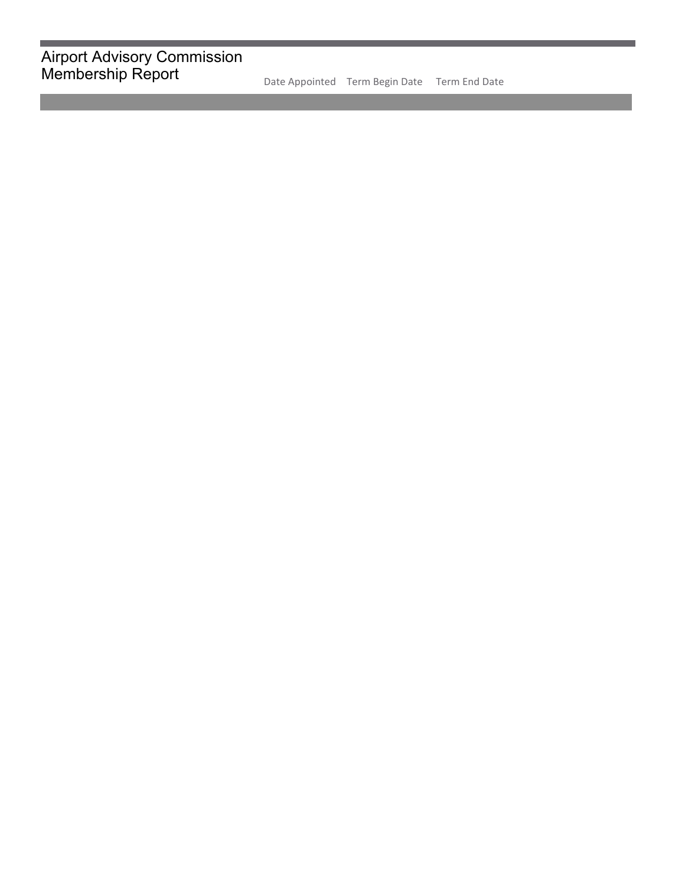# Airport Advisory Commission Membership Report

| | Date Appointed | Term Begin Date | Term End Date |
|---|---|---|---|